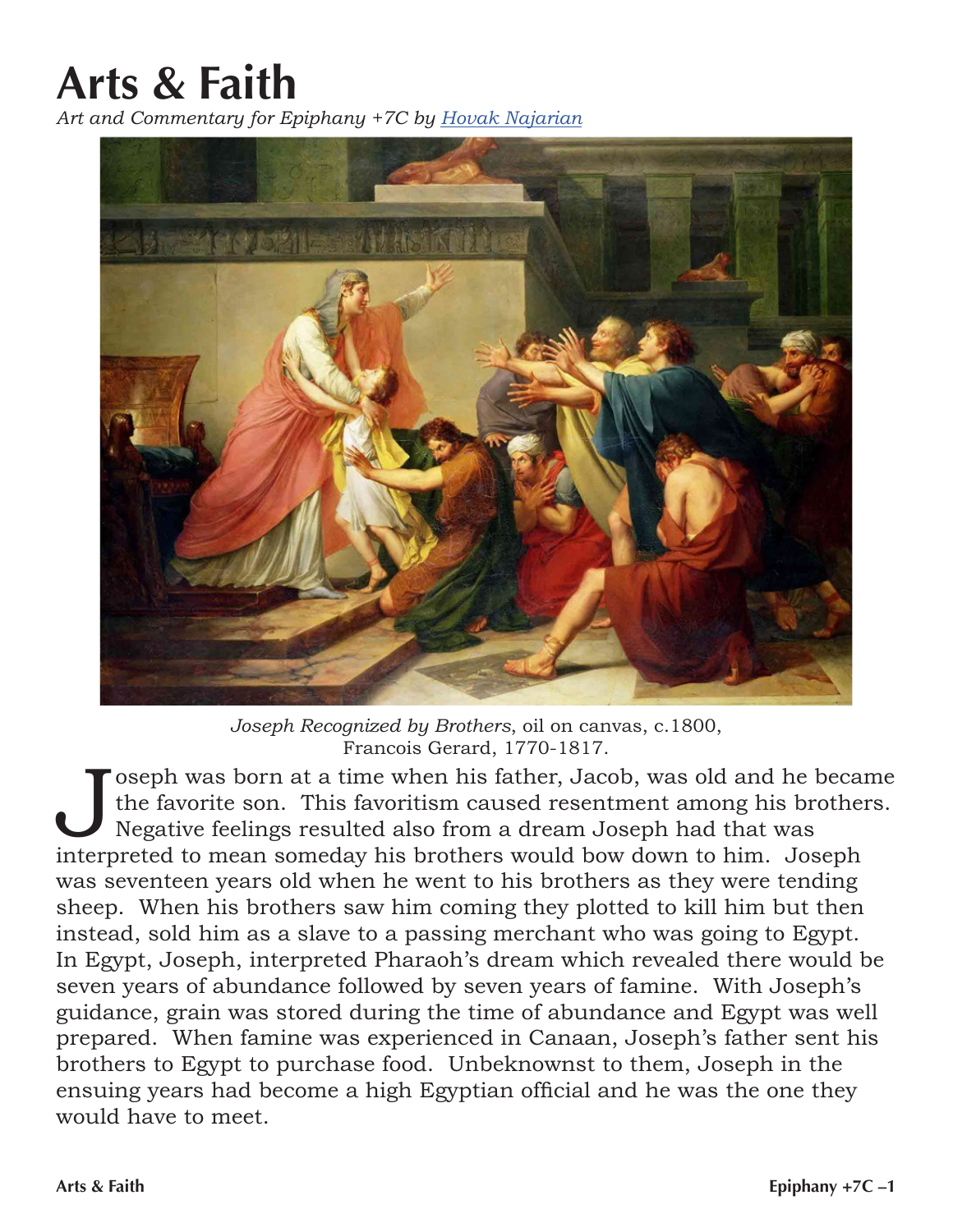# Arts & Faith

*Art and Commentary for Epiphany +7C by [Hovak Najarian]()*

*Joseph Recognized by Brothers*, oil on canvas, c.1800, Francois Gerard, 1770-1817.

Joseph was born at a time when his father, Jacob, was old and he became the favorite son. This favoritism caused resentment among his brothers. Negative feelings resulted also from a dream Joseph had that was interpreted to mean someday his brothers would bow down to him. Joseph was seventeen years old when he went to his brothers as they were tending sheep. When his brothers saw him coming they plotted to kill him but then instead, sold him as a slave to a passing merchant who was going to Egypt. In Egypt, Joseph, interpreted Pharaoh's dream which revealed there would be seven years of abundance followed by seven years of famine. With Joseph's guidance, grain was stored during the time of abundance and Egypt was well prepared. When famine was experienced in Canaan, Joseph's father sent his brothers to Egypt to purchase food. Unbeknownst to them, Joseph in the ensuing years had become a high Egyptian official and he was the one they would have to meet.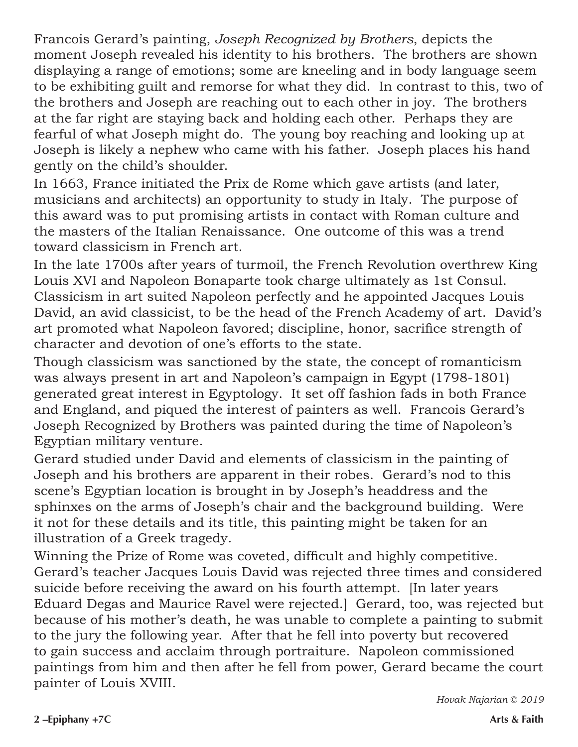Francois Gerard's painting, *Joseph Recognized by Brothers*, depicts the moment Joseph revealed his identity to his brothers. The brothers are shown displaying a range of emotions; some are kneeling and in body language seem to be exhibiting guilt and remorse for what they did. In contrast to this, two of the brothers and Joseph are reaching out to each other in joy. The brothers at the far right are staying back and holding each other. Perhaps they are fearful of what Joseph might do. The young boy reaching and looking up at Joseph is likely a nephew who came with his father. Joseph places his hand gently on the child's shoulder.

In 1663, France initiated the Prix de Rome which gave artists (and later, musicians and architects) an opportunity to study in Italy. The purpose of this award was to put promising artists in contact with Roman culture and the masters of the Italian Renaissance. One outcome of this was a trend toward classicism in French art.

In the late 1700s after years of turmoil, the French Revolution overthrew King Louis XVI and Napoleon Bonaparte took charge ultimately as 1st Consul. Classicism in art suited Napoleon perfectly and he appointed Jacques Louis David, an avid classicist, to be the head of the French Academy of art. David's art promoted what Napoleon favored; discipline, honor, sacrifice strength of character and devotion of one's efforts to the state.

Though classicism was sanctioned by the state, the concept of romanticism was always present in art and Napoleon's campaign in Egypt (1798-1801) generated great interest in Egyptology. It set off fashion fads in both France and England, and piqued the interest of painters as well. Francois Gerard's Joseph Recognized by Brothers was painted during the time of Napoleon's Egyptian military venture.

Gerard studied under David and elements of classicism in the painting of Joseph and his brothers are apparent in their robes. Gerard's nod to this scene's Egyptian location is brought in by Joseph's headdress and the sphinxes on the arms of Joseph's chair and the background building. Were it not for these details and its title, this painting might be taken for an illustration of a Greek tragedy.

Winning the Prize of Rome was coveted, difficult and highly competitive. Gerard's teacher Jacques Louis David was rejected three times and considered suicide before receiving the award on his fourth attempt. [In later years Eduard Degas and Maurice Ravel were rejected.] Gerard, too, was rejected but because of his mother's death, he was unable to complete a painting to submit to the jury the following year. After that he fell into poverty but recovered to gain success and acclaim through portraiture. Napoleon commissioned paintings from him and then after he fell from power, Gerard became the court painter of Louis XVIII.

*Hovak Najarian © 2019*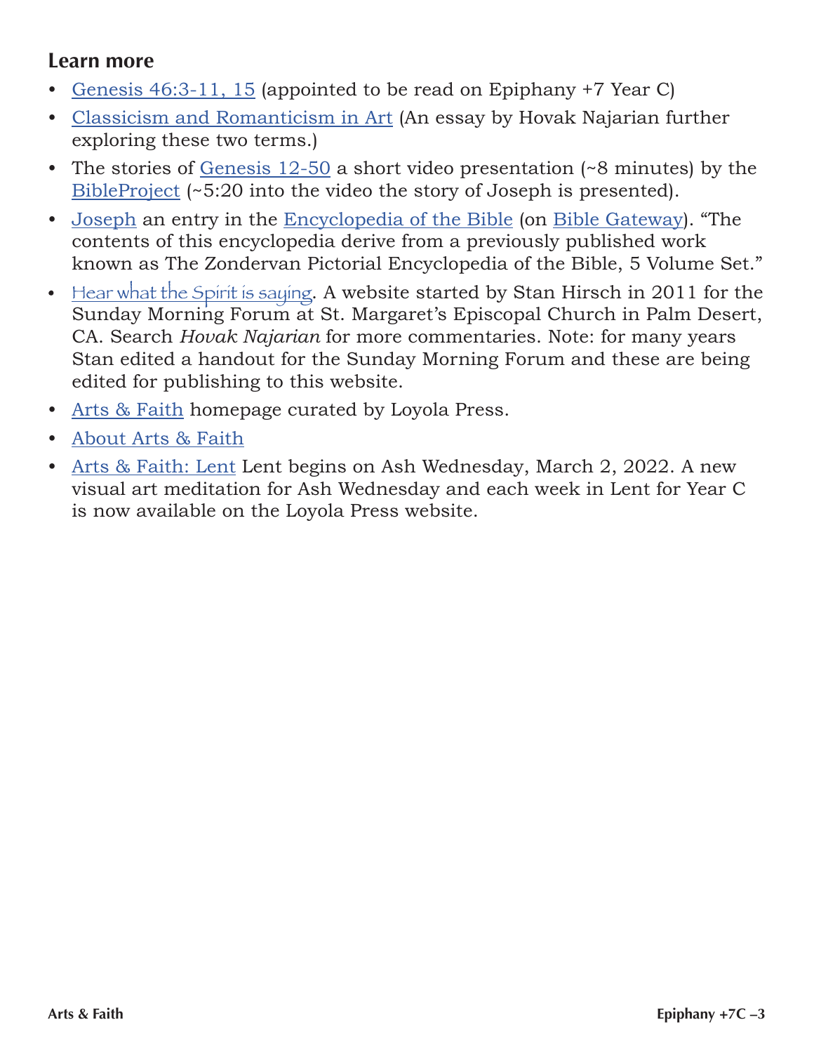## Learn more

- Genesis 46:3-11, 15 (appointed to be read on Epiphany +7 Year C)
- Classicism and Romanticism in Art (An essay by Hovak Najarian further exploring these two terms.)
- The stories of Genesis 12-50 a short video presentation (~8 minutes) by the BibleProject (~5:20 into the video the story of Joseph is presented).
- Joseph an entry in the Encyclopedia of the Bible (on Bible Gateway). "The contents of this encyclopedia derive from a previously published work known as The Zondervan Pictorial Encyclopedia of the Bible, 5 Volume Set."
- Hear what the Spirit is saying. A website started by Stan Hirsch in 2011 for the Sunday Morning Forum at St. Margaret's Episcopal Church in Palm Desert, CA. Search *Hovak Najarian* for more commentaries. Note: for many years Stan edited a handout for the Sunday Morning Forum and these are being edited for publishing to this website.
- Arts & Faith homepage curated by Loyola Press.
- About Arts & Faith
- Arts & Faith: Lent Lent begins on Ash Wednesday, March 2, 2022. A new visual art meditation for Ash Wednesday and each week in Lent for Year C is now available on the Loyola Press website.